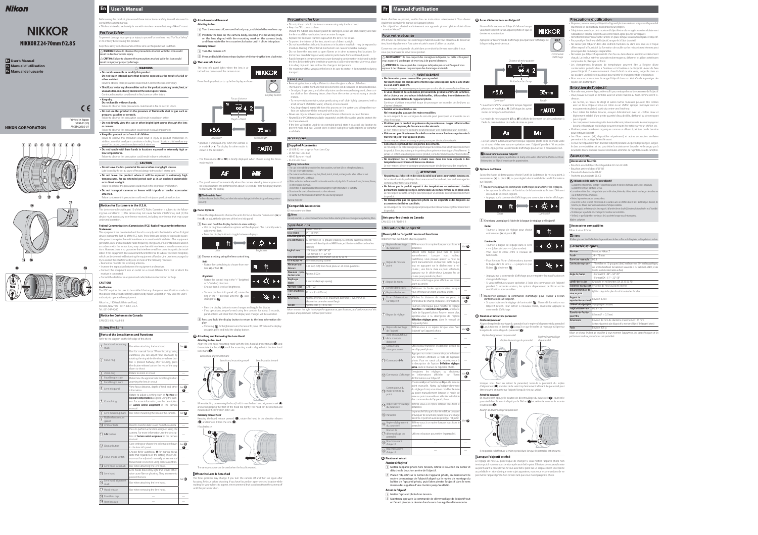Nikon

# NIKKOR

## NIKKOR Z 24-70mm f/2.8 S

En User's Manual
Fr Manuel d'utilisation
Es Manual del usuario

Printed in Japan
SB9A01(30)
7MMA2030-01

NIKON CORPORATION

# En User's Manual

Before using this product, please read these instructions carefully. You will also need to consult the camera manual.

- The lens is intended exclusively for use with mirrorless cameras featuring a Nikon Z mount.

## For Your Safety

To prevent damage to property or injury to yourself or to others, read "For Your Safety" in its entirety before using this product.

Keep these safety instructions where all those who use this product will read them.

⚠ WARNING: Failure to observe the precautions marked with this icon could result in death or severe injury.

⚠ CAUTION: Failure to observe the precautions marked with this icon could result in injury or property damage.

### ⚠ WARNING

- **Do not disassemble or modify this product. Do not touch internal parts that become exposed as the result of a fall or other accident.**
  Failure to observe these precautions could result in electric shock or other injury.
- **Should you notice any abnormalities such as the product producing smoke, heat, or unusual odors, immediately disconnect the camera power source.**
  Continued operation could result in fire, burns or other injury.
- **Keep dry. Do not handle with wet hands.**
  Failure to observe these precautions could result in fire or electric shock.
- **Do not use this product in the presence of flammable dust or gas such as propane, gasoline or aerosols.**
  Failure to observe this precaution could result in explosion or fire.
- **Do not directly view the sun or other bright light source through the lens or camera.**
  Failure to observe this precaution could result in visual impairment.
- **Keep this product out of reach of children.**
  Failure to observe this precaution could result in injury or product malfunction. In addition, note that small parts constitute a choking hazard. Should a child swallow any part of this product, seek immediate medical attention.
- **Do not handle with bare hands in locations exposed to extremely high or low temperatures.**
  Failure to observe this precaution could result in burns or frostbite.

### ⚠ CAUTION

- **Do not leave the lens pointed at the sun or other strong light sources.**
  Light focused by the lens could cause fire or damage to the product's internal parts.
- **Do not leave the product where it will be exposed to extremely high temperatures, for an extended period such as in an enclosed automobile or in direct sunlight.**
  Failure to observe this precaution could result in fire or product malfunction.
- **Do not transport cameras or lenses with tripods or similar accessories attached.**
  Failure to observe this precaution could result in injury or product malfunction.

### Notices for Customers in the U.S.A.

This device complies with part 15 of the FCC Rules. Operation is subject to the following two conditions: (1) this device may not cause harmful interference, and (2) this device must accept any interference received, including interference that may cause undesired operation.

**Federal Communications Commission (FCC) Radio Frequency Interference Statement**

This equipment has been tested and found to comply with the limits for a Class B digital device, pursuant to Part 15 of the FCC rules. These limits are designed to provide reasonable protection against harmful interference in a residential installation. This equipment generates, uses, and can radiate radio frequency energy and, if not installed and used in accordance with the instructions, may cause harmful interference to radio communications. However, there is no guarantee that interference will not occur in a particular installation. If this equipment does cause harmful interference to radio or television reception, which can be determined by turning the equipment off and on, the user is encouraged to try to correct the interference by one or more of the following measures:

- Reorient or relocate the receiving antenna.
- Increase the separation between the equipment and receiver.
- Connect the equipment into an outlet on a circuit different from that to which the receiver is connected.
- Consult the dealer or an experienced radio/television technician for help.

**CAUTIONS**

*Modifications*

The FCC requires the user to be notified that any changes or modifications made to this device that are not expressly approved by Nikon Corporation may void the user's authority to operate the equipment.

Nikon Inc., 1300 Walt Whitman Road, Melville, New York 11747-3064, U.S.A.
Tel.: 631-547-4200

### Notice for Customers in Canada

CAN ICES-3 B / NMB-3 B

## Using the Lens

### Parts of the Lens: Names and Functions

Refer to the diagram on the left edge of this sheet.

| | Part | Use | |
|---|---|---|---|
| 1 | Lens hood mounting mark | Use when attaching the lens hood. | See ⓓ |
| 2 | Focus ring | Use for manual focus. When focusing using autofocus, you can adjust focus manually by rotating the ring while the shutter-release button is pressed halfway; after focusing, press the shutter-release button the rest of the way down to shoot. | — |
| 3 | Zoom ring | Rotate to zoom in or out. | — |
| 4 | Focal length scale | Determine the approximate focal length when zooming the lens in or out. | — |
| 5 | Focal length mark | | — |
| 6 | Lens info panel | View focus distance, depth of field, and other information. | See ⓑ ⓒ |
| 7 | Control ring | Rotate to adjust a setting such as **Aperture** or **Exposure compensation** assigned using the camera. For more information, see the description of **Custom control assignment** in the camera manual. | — |
| 8 | Lens mounting mark | Use when mounting the lens on the camera. | See ⓐ |
| 9 | Rubber lens-mount gasket | — | — |
| 10 | CPU contacts | Used to transfer data to and from the camera. | — |
| 11 | L-Fn button | Press to perform a function assigned using the camera. For more information, see the description of **Custom control assignment** in the camera manual. | — |
| 12 | Display button | Select settings or choose the information shown in the lens info panel. | See ⓑ ⓒ |
| 13 | Focus-mode switch | Choose **A** for autofocus, **M** for manual focus. Note that regardless of the setting chosen, focus must be adjusted manually when manual focus mode is selected using camera controls. | — |
| 14 | Lens hood lock mark | Use when attaching the lens hood. | — |
| 15 | Lens hood | Lens hoods block stray light that would otherwise cause flare or ghosting. They also serve to protect the lens. | See ⓓ |
| 16 | Lens hood alignment mark | Use when attaching the lens hood. | — |
| 17 | Hood release | Use when removing the lens hood. | — |
| 18 | Front lens cap | — | — |
| 19 | Rear lens cap | — | — |

### ⓐ Attachment and Removal

*Attaching the Lens*

1. Turn the camera off, remove the body cap, and detach the rear lens cap.
2. Position the lens on the camera body, keeping the mounting mark on the lens aligned with the mounting mark on the camera body, and then rotate the lens counterclockwise until it clicks into place.

*Removing the Lens*

1. Turn the camera off.
2. Press and hold the lens release button while turning the lens clockwise.

### ⓑ The Lens Info Panel

The lens info panel lights when the lens is attached to a camera and the camera is on.

Press the display button to cycle the display as shown.

Focus distance
Depth of field
Aperture*
Focal length
Display button

\* Aperture is displayed only when the camera is in mode **A** or **M**. The display for other modes is shown in the illustration.

- The focus mode (**AF** or **MF**) is briefly displayed when choosing using the focus-mode switch.

- The panel turns off automatically when the camera standby timer expires or if no lens operations are performed for about 10 seconds. Press the display button to reactivate the display.

**The Lens Info Panel**
The focus distance, depth of field, and other information displayed in the lens info panel are approximations only.

### ⓒ Panel Options

Follow the steps below to choose the units for focus distance from meters (**m**) or feet (**ft**) or adjust the brightness of the lens info panel.

1. Press and hold the display button to view settings.
   - Unit or brightness selection options will be displayed. The currently selected item will flash.
   - Press the display button to toggle between displays.

   Units / Brightness

2. Choose a setting using the lens control ring.

   *Units*
   - Rotate the control ring to choose from meters (**m**) or feet (**ft**).

   *Brightness*
   - Rotate the control ring in the "+" (brighter) or "−" (darker) direction.
   - Choose from 4 levels of brightness.
   - To turn the lens info panel off, rotate the ring in the "−" direction until the icon changes to .
   - Press the display button to save changes and toggle the display.
   - If no operations are performed using lens controls for about 5 seconds, panel options will close from the display and changes will be canceled.

3. Press and hold the display button to return to the lens information display.
   - Choosing  for brightness turns the lens info panel off. To turn the display on again, press and hold the display button.

### ⓓ Attaching and Removing the Lens Hood

*Attaching the Lens Hood*

Align the lens hood mounting mark with the lens hood alignment mark (❶) and then rotate the hood (❷) until the mounting mark is aligned with the lens hood lock mark (❸).

Lens hood alignment mark
Lens hood mounting mark
Lens hood lock mark

When attaching or removing the hood, hold it near the lens hood alignment mark (●) and avoid gripping the front of the hood too tightly. The hood can be reversed and mounted on the lens when not in use.

*Removing the Lens Hood*

Keeping the hood release pressed (❶), rotate the hood in the direction shown (❷) and remove it from the lens (❸).

Hood release

The same procedure can be used when the hood is reversed.

### When the Lens Is Attached

The focus position may change if you turn the camera off and then on again after focusing. Refocus before shooting. If you have focused on a pre-selected location while waiting for your subject to appear, we recommend that you do not turn the camera off until the picture is taken.

### Precautions for Use

- Do not pick up or hold the lens or camera using only the lens hood.
- Keep the CPU contacts clean.
- Should the rubber lens-mount gasket be damaged, cease use immediately and take the lens to a Nikon-authorized service center for repair.
- Replace the front and rear lens caps when the lens is not in use.
- To protect the interior of the lens, store it out of direct sunlight.
- Do not leave the lens in humid locations or in locations in which it may be exposed to moisture. Rusting of the internal mechanism can cause irreparable damage.
- Do not leave the lens next to open flames or in other extremely hot locations. Extreme heat could damage or warp exterior parts made from reinforced plastic.
- Rapid changes in temperature may cause damaging condensation inside and outside the lens. Before taking the lens from a warm to a cold environment or vice versa, place it in a bag or plastic case to slow the change in temperature.
- We recommend that you place the lens in its case to protect it from scratches during transport.

### Lens Care

- Removing dust is normally sufficient to clean the glass surfaces of the lens.
- The fluorine-coated front and rear lens elements can be cleaned as described below.
  - Smudges, fingerprints, and other oily stains can be removed using a soft, clean cotton cloth or lens cleaning tissue; clean from the center outwards using a circular motion.
  - To remove stubborn stains, wipe gently using a soft cloth lightly dampened with a small amount of distilled water, ethanol, or lens cleaner.
  - Any drop-shaped marks left from this process on the water- and oil-repellent surface can subsequently be removed with a dry cloth.
- Never use organic solvents such as paint thinner or benzene to clean the lens.
- Neutral Color (NC) filters (available separately) and the like can be used to protect the front lens element.
- If the lens will not be used for an extended period, store it in a cool, dry location to prevent mold and rust. Do not store in direct sunlight or with naphtha or camphor moth balls.

## Accessories

### Supplied Accessories

- LC-82B 82 mm snap-on Front Lens Cap
- LF-N1 Rear Lens Cap
- HB-87 Bayonet Hood
- CL-C2 Lens Case

**Using the Lens Case**
- The case is intended to protect the lens from scratches, not from falls or other physical shocks.
- The case is not water resistant.
- The material used in the case may fade, bleed, stretch, shrink, or change color when rubbed or wet.
- Remove dust with a soft brush.
- Water and stains can be removed from the surface with a soft, dry cloth. Do not use alcohol, benzene, thinners, or other volatile chemicals.
- Do not store in locations exposed to direct sunlight or high temperatures or humidity.
- Do not use the case to clean the monitor or lens elements.
- Be careful that the lens does not fall from the case during transport.

Material: Polyester

### Compatible Accessories

82 mm screw-on filters

**Filters**
Use only one filter at a time. Remove the lens hood before attaching filters or rotating circular polarizing filters.

## Specifications

| | |
|---|---|
| Mount | Nikon Z mount |
| Focal length | 24 – 70 mm |
| Maximum aperture | f/2.8 |
| Lens construction | 17 elements in 15 groups (including 2 ED elements, 4 aspherical elements, elements with Nano Crystal and ARNEO coats, and fluorine-coated front and rear lens elements) |
| Angle of view | • FX format: 84° – 34° 20′<br>• DX format: 61° – 22° 50′ |
| Focal length scale | Graduated in millimeters (24, 28, 35, 50, 70) |
| Focusing system | Internal focusing system |
| Minimum focus distance | 0.38 m (1.25 ft) from focal plane at all zoom positions |
| Maximum reproduction ratio | Approx. 0.22× |
| Diaphragm blades | 9 (rounded diaphragm opening) |
| Aperture range | f/2.8 – 22 |
| Filter-attachment size | 82 mm (P = 0.75 mm) |
| Dimensions | Approx. 89 mm (3.6 in.) maximum diameter × 126 mm (5 in.) (distance from camera lens mount flange) |
| Weight | Approx. 805 g (1 lb 12.4 oz) |

Nikon reserves the right to change the appearance, specifications, and performance of this product at any time and without prior notice.

# Fr Manuel d'utilisation

Avant d'utiliser ce produit, veuillez lire ces instructions attentivement. Vous devrez également consulter le manuel de l'appareil photo.

- Cet objectif est destiné exclusivement aux appareils photo hybrides dotés d'une monture Nikon Z.

## Pour votre sécurité

Afin d'éviter de provoquer des dommages matériels ou de vous blesser ou de blesser un tiers, lisez intégralement « Pour votre sécurité » avant d'utiliser ce produit.

Conservez ces consignes de sécurité dans un endroit facilement accessible à tous ceux qui pourraient se servir de ce produit.

⚠ AVERTISSEMENT : le non-respect des consignes indiquées par cette icône peut vous exposer à un danger de mort ou à de graves blessures.

⚠ ATTENTION : le non-respect des consignes indiquées par cette icône peut vous exposer à des blessures ou provoquer des dommages matériels.

### ⚠ AVERTISSEMENT

- **Ne démontez pas ou ne modifiez pas ce produit. Ne touchez pas les composants internes qui sont exposés suite à une chute ou à un autre accident.**
  Le non-respect de ces consignes peut provoquer un choc électrique ou d'autres blessures.
- **Si vous observez des anomalies provenant du produit comme de la fumée, de la chaleur ou des odeurs inhabituelles, débranchez immédiatement la source d'alimentation de l'appareil photo.**
  Continuer d'utiliser le matériel risque de provoquer un incendie, des brûlures ou d'autres blessures.
- **Gardez votre matériel au sec. Ne le manipulez pas avec les mains mouillées.**
  Le non-respect de ces consignes de sécurité peut provoquer un incendie ou un choc électrique.
- **N'utilisez pas ce produit en présence de poussières ou de gaz inflammables comme du propane, de l'essence ou des aérosols.**
  Le non-respect de cette consigne peut provoquer une explosion ou un incendie.
- **N'observez pas directement le soleil ou autre source lumineuse puissante à travers l'objectif ou l'appareil photo.**
  Le non-respect de cette consigne peut provoquer des troubles visuels.
- **Conservez ce produit hors de portée des enfants.**
  Le non-respect de cette consigne peut provoquer des blessures ou le dysfonctionnement du produit. En outre, notez que les petites pièces présentent un risque d'étouffement. Si jamais un enfant avale une pièce de ce produit, consultez immédiatement un médecin.
- **Ne manipulez pas le matériel à mains nues dans des lieux exposés à des températures extrêmement basses ou élevées.**
  Le non-respect de cette consigne peut provoquer des brûlures ou des engelures.

### ⚠ ATTENTION

- **Ne pointez pas l'objectif en direction du soleil ou d'autres sources très lumineuses.**
  La lumière focalisée par l'objectif est une source d'incendie et peut endommager les composants internes du produit.
- **Ne laissez pas le produit exposé à des températures excessivement chaudes pendant une période prolongée, comme dans une voiture fermée ou en plein soleil.**
  Le non-respect de cette consigne peut provoquer un incendie ou le dysfonctionnement du produit.
- **Ne transportez pas les appareils photo ou les objectifs si des trépieds ou accessoires similaires sont fixés.**
  Le non-respect de cette consigne peut provoquer des blessures ou le dysfonctionnement du produit.

### Avis pour les clients au Canada

CAN ICES-3 B / NMB-3 B

## Utilisation de l'objectif

### Descriptif de l'objectif : noms et fonctions

Reportez-vous aux figures situées à gauche.

| | Élément | Utilisation | |
|---|---|---|---|
| 1 | Repère de montage du parasoleil | Référez-vous à ce repère lorsque vous fixez le parasoleil. | Voir ⓓ |
| 2 | Bague de mise au point | Utilisez cette bague pour faire le point manuellement. Lorsque vous utilisez l'autofocus, vous pouvez ajuster la mise au point manuellement en tournant cette bague tout en appuyant sur le déclencheur à mi-course ; une fois la mise au point effectuée, appuyez sur le déclencheur jusqu'en fin de course pour prendre la photo. | — |
| 3 | Bague de zoom | Tournez cette bague pour effectuer un zoom avant ou arrière. | — |
| 4 | Échelle des focales | Déterminez la focale approximative lorsque vous effectuez un zoom avant ou arrière. | — |
| 5 | Repère des focales | | — |
| 6 | Écran d'informations sur l'objectif | Affichez la distance de mise au point, la profondeur de champ et d'autres informations. | Voir ⓑ ⓒ |
| 7 | Bague de réglage | Tournez cette bague pour modifier le réglage **Ouverture** ou **Correction d'exposition**, attribué à l'aide de l'appareil photo. Pour en savoir plus, reportez-vous à la description de l'option **Définition réglages perso.** dans le manuel de l'appareil photo. | — |
| 8 | Repère de montage de l'objectif | Référez-vous à ce repère lorsque vous fixez l'objectif sur l'appareil photo. | Voir ⓐ |
| 9 | Joint en caoutchouc de la monture d'objectif | — | — |
| 10 | Contacts du microprocesseur | Utilisés pour transférer les données depuis ou vers l'appareil photo. | — |
| 11 | Commande L-Fn | Appuyez sur cette commande pour effectuer une fonction attribuée à l'aide de l'appareil photo. Pour en savoir plus, reportez-vous à la description de l'option **Définition réglages perso.** dans le manuel de l'appareil photo. | — |
| 12 | Commande d'affichage | Enregistrez les réglages ou choisissez les informations affichées sur l'écran d'informations sur l'objectif. | Voir ⓑ ⓒ |
| 13 | Commutateur du mode de mise au point | Choisissez **A** pour l'autofocus, **M** pour la mise au point manuelle. Notez qu'indépendamment du réglage choisi, vous devez modifier la mise au point manuellement si le mode de mise au point manuelle est sélectionné à l'aide des commandes de l'appareil photo. | — |
| 14 | Repère de verrouillage du parasoleil | Référez-vous à ce repère lorsque vous fixez le parasoleil. | — |
| 15 | Parasoleil | Le parasoleil bloque la lumière diffuse pouvant provoquer du flare ou l'apparition d'une image fantôme. Il permet aussi de protéger l'objectif. | Voir ⓓ |
| 16 | Repère d'alignement du parasoleil | Référez-vous à ce repère lorsque vous fixez le parasoleil. | — |
| 17 | Bouton de déverrouillage du parasoleil | Utilisez ce bouton pour retirer le parasoleil. | — |
| 18 | Bouchon avant d'objectif | — | — |
| 19 | Bouchon arrière d'objectif | — | — |

### ⓐ Fixation et retrait

*Fixation de l'objectif*

1. Mettez l'appareil photo hors tension, retirez le bouchon du boîtier et détachez le bouchon arrière de l'objectif.
2. Placez l'objectif sur le boîtier de l'appareil photo, en maintenant le repère de montage de l'objectif aligné sur le repère de montage du boîtier de l'appareil photo, puis faites pivoter l'objectif dans le sens inverse des aiguilles d'une montre jusqu'au déclic.

*Retrait de l'objectif*

1. Mettez l'appareil photo hors tension.
2. Maintenez appuyée la commande de déverrouillage de l'objectif tout en faisant pivoter ce dernier dans le sens des aiguilles d'une montre.

### ⓑ Écran d'informations sur l'objectif

L'écran d'informations sur l'objectif s'allume lorsque vous fixez l'objectif sur un appareil photo et que ce dernier est sous tension.

Appuyez sur la commande d'affichage pour cycler l'affichage de la façon indiquée ci-dessous.

Commande d'affichage
Distance de mise au point
Profondeur de champ
Ouverture*
Focale

\* L'ouverture s'affiche uniquement lorsque l'appareil photo est en mode **A** ou **M**. L'affichage des autres modes est indiqué sur l'illustration.

- Le mode de mise au point (**AF** ou **MF**) s'affiche brièvement lors de sa sélection à l'aide du commutateur du mode de mise au point.

- L'écran s'éteint automatiquement lorsque l'appareil photo entre en mode veille ou si vous n'effectuez aucune opération avec l'objectif pendant 10 secondes environ. Appuyez sur la commande d'affichage pour activer à nouveau l'écran.

**Écran d'informations sur l'objectif**
La distance de mise au point, la profondeur de champ et les autres informations affichées sur l'écran d'informations sur l'objectif ne sont que des approximations.

### ⓒ Options de l'écran

Suivez les étapes ci-dessous pour choisir l'unité de la distance de mise au point, à savoir mètres (**m**) ou pieds (**ft**), ou pour régler la luminosité de l'écran d'informations sur l'objectif.

1. Maintenez appuyée la commande d'affichage pour afficher les réglages.
   - Les options de sélection de l'unité ou de la luminosité s'affichent. L'élément en cours de sélection clignote.
   - Appuyez sur la commande d'affichage pour commuter entre les affichages.

   Unité / Luminosité

2. Choisissez un réglage à l'aide de la bague de réglage de l'objectif.

   *Unités*
   - Tournez la bague de réglage pour choisir entre mètres (**m**) et pieds (**ft**).

   *Luminosité*
   - Tournez la bague de réglage dans le sens « + » (plus clair) ou « − » (plus sombre).
   - Vous avez le choix entre 4 niveaux de luminosité.
   - Pour éteindre l'écran d'informations, tournez la bague dans le sens « − » jusqu'à ce que l'icône devienne .
   - Appuyez sur la commande d'affichage pour enregistrer les modifications et changer d'affichage.
   - Si vous n'effectuez aucune opération à l'aide des commandes de l'objectif pendant 5 secondes environ, les options disparaissent de l'écran et les modifications sont annulées.

3. Maintenez appuyée la commande d'affichage pour revenir à l'écran d'informations sur l'objectif.
   - Si vous choisissez le réglage de luminosité , l'écran d'informations sur l'objectif s'éteint. Pour l'activer à nouveau, maintenez appuyée la commande d'affichage.

### ⓓ Fixation et retrait du parasoleil

*Fixation du parasoleil*

Alignez le repère de montage du parasoleil sur le repère d'alignement du parasoleil (❶), puis tournez ce dernier (❷) jusqu'à ce que le repère de montage s'aligne sur le repère de verrouillage du parasoleil (❸).

Repère d'alignement du parasoleil
Repère de montage du parasoleil
Repère de verrouillage du parasoleil

Lorsque vous fixez ou retirez le parasoleil, tenez-le à proximité du repère d'alignement (●) et évitez de le saisir trop fermement à l'avant. Le parasoleil peut être retourné et monté sur l'objectif lorsqu'il n'est pas utilisé.

*Retrait du parasoleil*

En maintenant appuyé le bouton de déverrouillage du parasoleil (❶), tournez le parasoleil dans le sens indiqué par la flèche (❷) et retirez-le comme le montre l'illustration (❸).

Bouton de déverrouillage du parasoleil

Il est possible d'effectuer la même procédure lorsque le parasoleil est retourné.

### Lorsque l'objectif est fixé

Le réglage de mise au point risque de changer si vous mettez l'appareil photo hors tension puis à nouveau sous tension après avoir fait le point. Effectuez de nouveau la mise au point avant la prise de vue. Si vous avez fait le point sur un emplacement sélectionné au préalable en attendant que votre sujet apparaisse, nous vous recommandons de ne pas mettre l'appareil photo hors tension tant que la photo n'a pas été prise.

### Précautions d'utilisation

- Ne prenez pas ou ne tenez pas l'objectif ou l'appareil photo en saisissant uniquement le parasoleil.
- Maintenez les contacts du microprocesseur propres.
- Si le joint en caoutchouc de la monture d'objectif est endommagé, cessez immédiatement d'utiliser ce dernier et confiez l'objectif à un centre Nikon agréé pour le faire réparer.
- Remettez les bouchons avant et arrière en place lorsque vous n'utilisez pas votre objectif.
- Pour protéger l'intérieur de l'objectif, rangez-le à l'abri du soleil.
- Ne laissez pas l'objectif dans des endroits humides ou dans des lieux où il risque d'être exposé à l'humidité. La formation de rouille sur les mécanismes internes peut provoquer des dommages irréparables.
- Ne laissez pas l'objectif à proximité d'un feu ou dans d'autres endroits extrêmement chauds. La chaleur extrême pourrait endommager ou déformer les pièces extérieures composées de plastique renforcé.
- Les changements brusques de température peuvent être à l'origine d'une condensation préjudiciable à l'intérieur et à l'extérieur de l'objectif. Avant de faire passer l'objectif d'un environnement chaud à froid ou vice versa, rangez-le dans un sac ou dans une boîte en plastique pour ralentir le changement de température.
- Nous vous recommandons de ranger l'objectif dans son étui afin de le protéger des rayures lors du transport.

### Entretien de l'objectif

- Normalement, enlever la poussière suffit pour nettoyer les surfaces en verre de l'objectif.
- Vous pouvez nettoyer les lentilles avant et arrière traitées au fluor comme décrit ci-dessous.
  - Les taches, les traces de doigt et autres taches huileuses peuvent être retirées avec un tissu propre et doux en coton ou un papier optique ; nettoyez avec un mouvement circulaire à partir du centre vers l'extérieur.
  - Pour retirer les taches tenaces, essuyez délicatement avec un chiffon doux et légèrement imbibé d'une petite quantité d'eau distillée, d'éthanol ou de nettoyant pour objectif.
  - Les marques en forme de goutte éventuellement présentes suite à ce nettoyage sur la surface hydrofuge et oléofuge peuvent ensuite être retirées avec un chiffon sec.
- N'utilisez jamais de solvants organiques comme un diluant à peinture ou du benzène pour nettoyer l'objectif.
- Les filtres neutres (NC, disponibles séparément) et autres accessoires similaires permettent de protéger la lentille avant.
- Si vous n'avez pas l'intention d'utiliser l'objectif pendant une période prolongée, rangez-le dans un endroit frais et sec pour éviter la moisissure et la rouille. Ne le rangez pas à la lumière directe du soleil ou avec des boules antimites de naphtaline ou de camphre.

## Accessoires

### Accessoires fournis

- Bouchon avant d'objectif encliquetable 82 mm LC-82B
- Bouchon arrière d'objectif LF-N1
- Parasoleil à baïonnette HB-87
- Pochette pour objectif CL-C2

**Utilisation de la pochette pour objectif**
- La pochette est destinée à protéger l'objectif des rayures et non des chutes ou autres chocs physiques.
- La pochette n'est pas étanche à l'eau.
- La matière utilisée dans cette pochette peut se décolorer, déteindre, s'étirer, rétrécir ou changer de couleur en cas de frottement ou d'humidité.
- Retirez la poussière avec un pinceau doux.
- L'eau et les taches peuvent être retirées de la surface avec un chiffon doux et sec. N'utilisez pas d'alcool, de benzène, de diluants ou d'autres produits chimiques volatils.
- Ne rangez pas la pochette dans des endroits exposés à la lumière directe du soleil, à des températures élevées ou à l'humidité.
- N'utilisez pas la pochette pour nettoyer le moniteur ou les lentilles.
- Veillez à ce que l'objectif ne tombe pas de la pochette lors du transport.

Matière : polyester

### Accessoires compatibles

Filtres à visser 82 mm

**Filtres**
N'utilisez qu'un seul filtre à la fois. Retirez le parasoleil avant de fixer un filtre ou de faire pivoter un filtre polarisant circulaire.

## Caractéristiques

| | |
|---|---|
| Monture | Monture Nikon Z |
| Focale | 24 – 70 mm |
| Ouverture maximale | f/2.8 |
| Construction optique | 17 lentilles en 15 groupes (dont 2 lentilles en verre ED, 4 lentilles asphériques, des lentilles bénéficiant du traitement nanocristal et du traitement ARNEO, et des lentilles avant et arrière traitées au fluor) |
| Angle de champ | • Format FX : 84° – 34° 20′<br>• Format DX : 61° – 22° 50′ |
| Échelle des focales | Graduée en millimètres (24, 28, 35, 50, 70) |
| Système de mise au point | Système de mise au point interne |
| Distance minimale de mise au point | 0,38 m depuis le plan focal à toutes les focales |
| Rapport de reproduction maximal | Environ 0,22× |
| Lamelles de diaphragme | 9 (diaphragme circulaire) |
| Plage des ouvertures | f/2.8 – 22 |
| Diamètre de fixation pour filtre | 82 mm (P = 0,75 mm) |
| Dimensions | Environ 89 mm de diamètre maximum × 126 mm (distance à partir du plan d'appui de la monture d'objectif de l'appareil photo) |
| Poids | Environ 805 g |

Nikon se réserve le droit de modifier à tout moment l'apparence, les caractéristiques et les performances de ce produit sans préavis.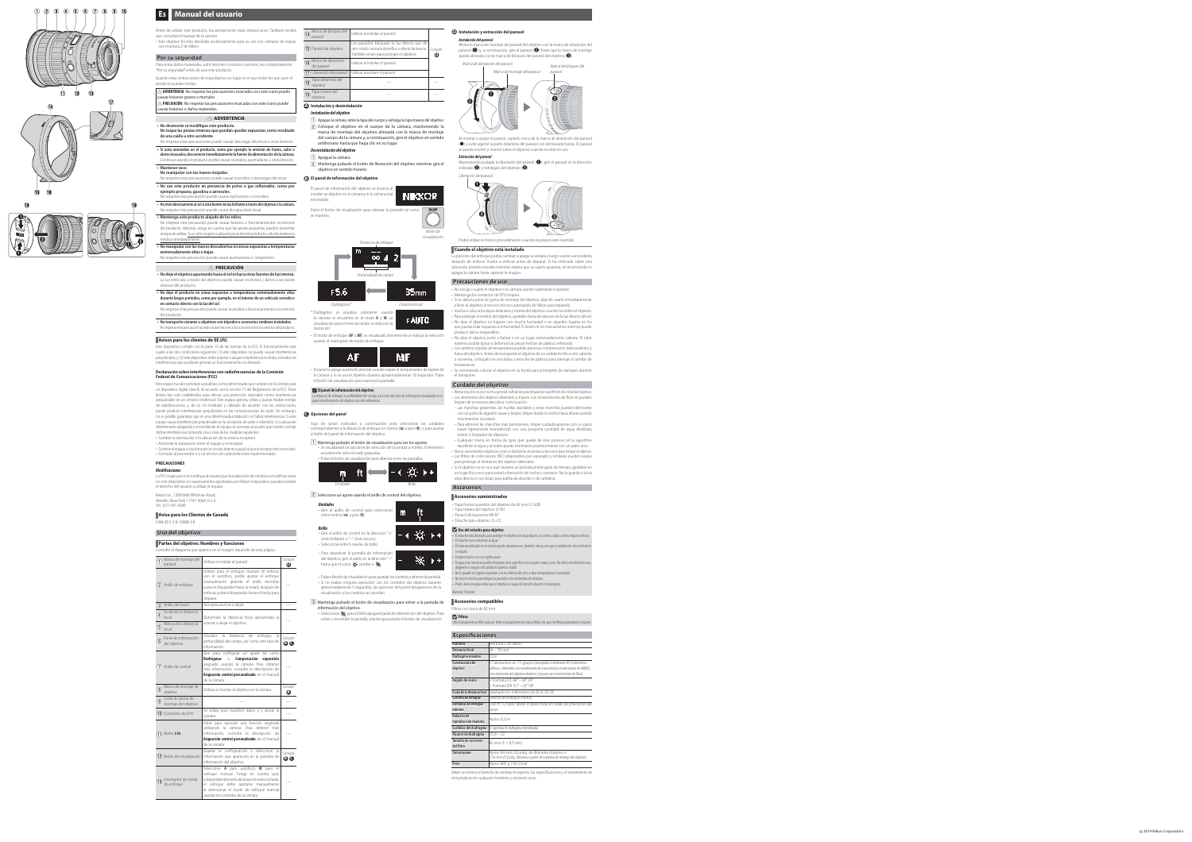# Es Manual del usuario

Antes de utilizar este producto, lea atentamente estas instrucciones. También tendrá que consultar el manual de la cámara.

- Este objetivo ha sido diseñado exclusivamente para su uso con cámaras sin espejo con montura Z de Nikon.

## Por su seguridad

Para evitar daños materiales, sufrir lesiones o lesionar a terceros, lea completamente "Por su seguridad" antes de usar este producto.

Guarde estas instrucciones de seguridad en un lugar en el que todos los que usen el producto puedan leerlas.

⚠ **ADVERTENCIA**: No respetar las precauciones marcadas con este icono puede causar lesiones graves o mortales.

⚠ **PRECAUCIÓN**: No respetar las precauciones marcadas con este icono puede causar lesiones o daños materiales.

### ⚠ ADVERTENCIA

- **No desmonte ni modifique este producto. No toque las piezas internas que puedan quedar expuestas como resultado de una caída u otro accidente.** No respetar estas precauciones puede causar descargas eléctricas u otras lesiones.
- **Si nota anomalías en el producto, como por ejemplo la emisión de humo, calor u olores inusuales, desconecte inmediatamente la fuente de alimentación de la cámara.** Continuar usando el producto podría causar incendios, quemaduras u otras lesiones.
- **Mantener seco. No manipular con las manos mojadas.** No respetar estas precauciones puede causar incendios o descargas eléctricas.
- **No use este producto en presencia de polvo o gas inflamable, como por ejemplo propano, gasolina o aerosoles.** No respetar esta precaución puede causar explosiones o incendios.
- **No mire directamente al sol u otra fuente de luz brillante a través del objetivo o la cámara.** No respetar esta precaución puede causar discapacidad visual.
- **Mantenga este producto alejado de los niños.** No respetar esta precaución puede causar lesiones o funcionamientos incorrectos del producto. Además, tenga en cuenta que las piezas pequeñas pueden presentar riesgo de asfixia. Si un niño ingiere cualquier pieza de este producto, solicite asistencia médica inmediatamente.
- **No manipular con las manos descubiertas en zonas expuestas a temperaturas extremadamente altas o bajas.** No respetar esta precaución puede causar quemaduras o congelación.

### ⚠ PRECAUCIÓN

- **No deje el objetivo apuntando hacia el sol ni hacia otras fuentes de luz intensa.** La luz enfocada a través del objetivo puede causar incendios y daños a las piezas internas del producto.
- **No deje el producto en zonas expuestas a temperaturas extremadamente altas durante largos periodos, como por ejemplo, en el interior de un vehículo cerrado o en contacto directo con la luz del sol.** No respetar esta precaución puede causar incendios o funcionamientos incorrectos del producto.
- **No transporte cámaras u objetivos con trípodes o accesorios similares instalados.** No respetar esta precaución puede causar lesiones o funcionamiento incorrecto del producto.

## Avisos para los clientes de EE.UU.

Este dispositivo cumple con la parte 15 de las normas de la FCC. El funcionamiento está sujeto a las dos condiciones siguientes: (1) este dispositivo no puede causar interferencias perjudiciales, y (2) este dispositivo debe aceptar cualquier interferencia recibida, incluidas las interferencias que pudiesen generar un funcionamiento no deseado.

**Declaración sobre interferencias con radiofrecuencias de la Comisión Federal de Comunicaciones (FCC)**

Este equipo ha sido sometido a pruebas y se ha determinado que cumple con los límites para un dispositivo digital clase B, de acuerdo con la sección 15 del Reglamento de la FCC. Estos límites han sido establecidos para ofrecer una protección razonable contra interferencias perjudiciales en una instalación residencial. Este equipo genera, utiliza y puede irradiar energía de radiofrecuencia, y de no ser instalado y utilizado de acuerdo con las instrucciones, puede producir interferencias perjudiciales en las comunicaciones de radio. Sin embargo, no es posible garantizar que en una determinada instalación no habrá interferencias. Si este equipo causa interferencias perjudiciales en la recepción de radio o televisión, lo cual puede determinarse apagando y encendiendo el equipo, se aconseja al usuario que intente corregir dichas interferencias tomando una o más de las medidas siguientes:

- Cambie la orientación o la ubicación de la antena receptora.
- Aumente la separación entre el equipo y el receptor.
- Conecte el equipo a una toma de un circuito distinto a aquel al que el receptor esté conectado.
- Consulte al proveedor o a un técnico de radio/televisión experimentado.

**PRECAUCIONES**

*Modificaciones*

La FCC exige que se le notifique al usuario que la realización de cambios o modificaciones en este dispositivo no expresamente aprobados por Nikon Corporation puede invalidar el derecho del usuario a utilizar el equipo.

Nikon Inc., 1300 Walt Whitman Road, Melville, New York 11747-3064, U.S.A.
Tel.: 631-547-4200

## Aviso para los Clientes de Canadá

CAN ICES-3 B / NMB-3 B

## Uso del objetivo

### Partes del objetivo: Nombres y funciones

Consulte el diagrama que aparece en el margen izquierdo de esta página.

| | | | |
|---|---|---|---|
| 1 | Marca de montaje del parasol | Utilizar al instalar el parasol. | Consulte (D) |
| 2 | Anillo de enfoque | Utilizar para el enfoque manual. Al enfocar con el autofoco, podrá ajustar el enfoque manualmente girando el anillo mientras pulsa el disparador hasta la mitad; después de enfocar, pulse el disparador hasta el fondo para disparar. | — |
| 3 | Anillo del zoom | Gire para acercar o alejar. | — |
| 4 | Escala de la distancia focal | Determine la distancia focal aproximada al acercar o alejar el objetivo. | — |
| 5 | Marca de la distancia focal | | |
| 6 | Panel de información del objetivo | Visualice la distancia de enfoque, la profundidad del campo, así como otros tipos de información. | Consulte (B) (C) |
| 7 | Anillo de control | Gire para configurar un ajuste tal como **Diafragma** o **Compensación exposición** asignado usando la cámara. Para obtener más información, consulte la descripción de **Asignación control personalizado** en el manual de la cámara. | — |
| 8 | Marca de montaje del objetivo | Utilizar al montar el objetivo en la cámara. | Consulte (A) |
| 9 | Junta de goma de montaje del objetivo | — | — |
| 10 | Contactos de CPU | Se utiliza para transferir datos a y desde la cámara. | — |
| 11 | Botón L-Fn | Pulse para ejecutar una función asignada utilizando la cámara. Para obtener más información, consulte la descripción de **Asignación control personalizado** en el manual de la cámara. | — |
| 12 | Botón de visualización | Cambie la configuración o seleccione la información que aparecerá en la pantalla de información del objetivo. | Consulte (B) (C) |
| 13 | Interruptor de modo de enfoque | Seleccione **A** para autofoco, **M** para el enfoque manual. Tenga en cuenta que, independientemente de la opción seleccionada, el enfoque debe ajustarse manualmente al seleccionar el modo de enfoque manual usando los controles de la cámara. | — |
| 14 | Marca de bloqueo del parasol | Utilizar al instalar el parasol. | Consulte (D) |
| 15 | Parasol de objetivo | Los parasoles bloquean la luz directa que de otro modo causaría destellos o efecto fantasma. También sirven para proteger el objetivo. | |
| 16 | Marca de alineación del parasol | Utilizar al instalar el parasol. | |
| 17 | Liberación del parasol | Utilizar al extraer el parasol. | |
| 18 | Tapa delantera del objetivo | — | — |
| 19 | Tapa trasera del objetivo | — | — |

### (A) Instalación y desinstalación

*Instalación del objetivo*

1. Apague la cámara, retire la tapa del cuerpo y extraiga la tapa trasera del objetivo.
2. Coloque el objetivo en el cuerpo de la cámara, manteniendo la marca de montaje del objetivo alineada con la marca de montaje del cuerpo de la cámara y, a continuación, gire el objetivo en sentido antihorario hasta que haga clic en su lugar.

*Desinstalación del objetivo*

1. Apague la cámara.
2. Mantenga pulsado el botón de liberación del objetivo mientras gira el objetivo en sentido horario.

### (B) El panel de información del objetivo

El panel de información del objetivo se iluminará al instalar un objetivo en la cámara y si la cámara está encendida.

Pulse el botón de visualización para alternar la pantalla tal como se muestra.

NIKKOR
DISP
Botón de visualización
Distancia de enfoque
Profundidad de campo
F5.6
35mm
Diafragma*
Distancia focal
F AUTO
AF MF

\* Diafragma se visualiza solamente cuando la cámara se encuentra en el modo **A** o **M**. La visualización para el resto de modos se indica en la ilustración.

- El modo de enfoque (**AF** o **MF**) se visualiza brevemente al realizar la selección usando el interruptor de modo de enfoque.
- El panel se apaga automáticamente cuando expire el temporizador de espera de la cámara o si no se usa el objetivo durante aproximadamente 10 segundos. Pulse el botón de visualización para reactivar la pantalla.

**El panel de información del objetivo**
La distancia de enfoque, la profundidad del campo, así como otros tipos de información visualizada en el panel de información del objetivo sirven solo como referencias.

### (C) Opciones del panel

Siga los pasos indicados a continuación para seleccionar las unidades correspondientes a la distancia de enfoque en metros (**m**) o pies (**ft**), o para ajustar el brillo del panel de información del objetivo.

1. **Mantenga pulsado el botón de visualización para ver los ajustes.**
   - Se visualizarán las opciones de selección de la unidad o el brillo. El elemento actualmente seleccionado parpadeará.
   - Pulse el botón de visualización para alternar entre las pantallas.

   Unidades
   Brillo

2. **Seleccione un ajuste usando el anillo de control del objetivo.**

   *Unidades*
   - Gire el anillo de control para seleccionar entre metros (**m**) o pies (**ft**).

   *Brillo*
   - Gire el anillo de control en la dirección "+" (más brillante) o "–" (más oscuro).
   - Seleccione entre 3 niveles de brillo.
   - Para desactivar la pantalla de información del objetivo, gire el anillo en la dirección "–" hasta que el icono ☼ cambie a ☼.
   - Pulse el botón de visualización para guardar los cambios y alternar la pantalla.
   - Si no realiza ninguna operación con los controles del objetivo durante aproximadamente 5 segundos, las opciones del panel desaparecerán de la visualización y los cambios se cancelarán.

3. **Mantenga pulsado el botón de visualización para volver a la pantalla de información del objetivo.**
   - Seleccione ☼ para el brillo apagará el panel de información del objetivo. Para volver a encender la pantalla, mantenga pulsado el botón de visualización.

### (D) Instalación y extracción del parasol

*Instalación del parasol*

Alinee la marca de montaje del parasol del objetivo con la marca de alineación del parasol (1) y, a continuación, gire el parasol (2) hasta que la marca de montaje quede alineada con la marca de bloqueo del parasol del objetivo (3).

Marca de alineación del parasol
Marca de montaje del parasol
Marca de bloqueo del parasol

Al montar o quitar el parasol, sujételo cerca de la marca de alineación del parasol (●) y evite agarrarlo con demasiada fuerza. El parasol se puede invertir y montar sobre el objetivo cuando no esté en uso.

*Extracción del parasol*

Manteniendo pulsada la liberación del parasol (1), gire el parasol en la dirección indicada (2) y extráigalo del objetivo (3).

Liberación del parasol

Podrá utilizar el mismo procedimiento cuando el parasol esté invertido.

### Cuando el objetivo está instalado

La posición del enfoque podría cambiar si apaga la cámara y luego vuelve a encenderla después de enfocar. Vuelva a enfocar antes de disparar. Si ha enfocado sobre una ubicación preseleccionada mientras espera que su sujeto aparezca, se recomienda no apagar la cámara hasta capturar la imagen.

## Precauciones de uso

- No recoja o sujete el objetivo o la cámara usando solamente el parasol.
- Mantenga los contactos de CPU limpios.
- Si se daña la junta de goma de montaje del objetivo, deje de usarlo inmediatamente y lleve el objetivo al servicio técnico autorizado de Nikon para repararlo.
- Vuelva a colocar las tapas delantera y trasera del objetivo cuando no utilice el objetivo.
- Para proteger el interior del objetivo, guárdelo fuera del alcance de la luz directa del sol.
- No deje el objetivo en lugares con mucha humedad o en aquellos lugares en los que pueda estar expuesto a la humedad. El óxido en los mecanismos internos puede producir daños irreparables.
- No deje el objetivo junto a fuego o en un lugar extremadamente caliente. El calor externo podría dañar o deformar las piezas hechas de plástico reforzado.
- Los cambios rápidos de temperatura podrían provocar condensación dañina dentro y fuera del objetivo. Antes de transportar el objetivo de un ambiente frío a otro caliente o viceversa, colóquelo en una bolsa o estuche de plástico para atenuar el cambio de temperatura.
- Se recomienda colocar el objetivo en su funda para protegerlo de arañazos durante el transporte.

## Cuidado del objetivo

- Retirar el polvo es, por norma general, suficiente para limpiar las superficies de cristal del objetivo.
- Los elementos del objetivo delantero y trasero con revestimiento de flúor se pueden limpiar de la manera descrita a continuación.
  - Las manchas grasientas, las huellas dactilares y otras manchas pueden eliminarse con un paño de algodón suave y limpio; limpie desde el centro hacia afuera usando movimientos circulares.
  - Para eliminar las manchas más persistentes, limpie cuidadosamente con un paño suave ligeramente humedecido con una pequeña cantidad de agua destilada, etanol o limpiador de objetivos.
  - Cualquier marca en forma de gota que quede de este proceso en la superficie repelente al agua y al aceite puede eliminarse posteriormente con un paño seco.
- Nunca use solventes orgánicos como el disolvente de pintura o benceno para limpiar el objetivo.
- Los filtros de color neutro (NC) (disponibles por separado) y similares pueden usarse para proteger el elemento del objetivo delantero.
- Si el objetivo no se va a usar durante un período prolongado de tiempo, guárdelo en un lugar frío y seco para evitar la formación de moho y corrosión. No lo guarde a la luz solar directa o con bolas para polilla de alcanfor o de naftalina.

## Accesorios

### Accesorios suministrados

- Tapa frontal a presión del objetivo de 82 mm LC-82B
- Tapa trasera del objetivo LF-N1
- Parasol de bayoneta HB-87
- Estuche para objetivo CL-C2

**Uso del estuche para objetivo**

- El estuche está diseñado para proteger el objetivo contra arañazos, no contra caídas u otros impactos físicos.
- El estuche no es resistente al agua.
- El material utilizado en el estuche puede desvanecerse, desteñir, estirar, encoger o cambiar de color al frotarlo o mojarlo.
- Limpie el polvo con un cepillo suave.
- El agua y las manchas pueden limpiarse de la superficie con un paño suave y seco. No utilice alcohol, benceno, diluyente ni ningún otro producto químico volátil.
- No lo guarde en lugares expuestos a la luz directa del sol o altas temperaturas o humedad.
- No use el estuche para limpiar la pantalla o los elementos del objetivo.
- Preste atención para evitar que el objetivo se caiga del estuche durante el transporte.

Material: Poliéster

### Accesorios compatibles

Filtros con rosca de 82 mm

**Filtros**
Use solamente un filtro cada vez. Retire el parasol antes de colocar filtros o de girar los filtros polarizadores circulares.

## Especificaciones

| | |
|---|---|
| Montura | Montura Z de Nikon |
| Distancia focal | 24 – 70 mm |
| Diafragma máximo | f/2.8 |
| Construcción de objetivo | 17 elementos en 15 grupos (incluyendo 2 elementos ED, 4 elementos asféricos, elementos con revestimiento de nanocristal y revestimiento de ARNEO, y los elementos del objetivo delantero y trasero con revestimiento de flúor) |
| Ángulo de visión | • Formato FX: 84° – 34° 20′<br>• Formato DX: 61° – 22° 50′ |
| Escala de la distancia focal | Graduado en milímetros (24, 28, 35, 50, 70) |
| Sistema de enfoque | Sistema de enfoque interno |
| Distancia de enfoque mínima | 0,38 m (1,25 pies) desde el plano focal en todas las posiciones del zoom |
| Relación de reproducción máxima | Aprox. 0,22× |
| Tamaño del diafragma | 9 (apertura de diafragma redondeada) |
| Alcance del diafragma | f/2.8 – 22 |
| Tamaño de accesorio del filtro | 82 mm (P = 0,75 mm) |
| Dimensiones | Aprox. 89 mm (3,6 pulg.) de diámetro máximo × 126 mm (5 pulg.) (distancia a partir de la pletina de montaje del objetivo) |
| Peso | Aprox. 805 g (1 lb 12,4 oz) |

*Nikon se reserva el derecho de cambiar el aspecto, las especificaciones y el rendimiento de este producto en cualquier momento y sin previo aviso.*

© 2019 Nikon Corporation